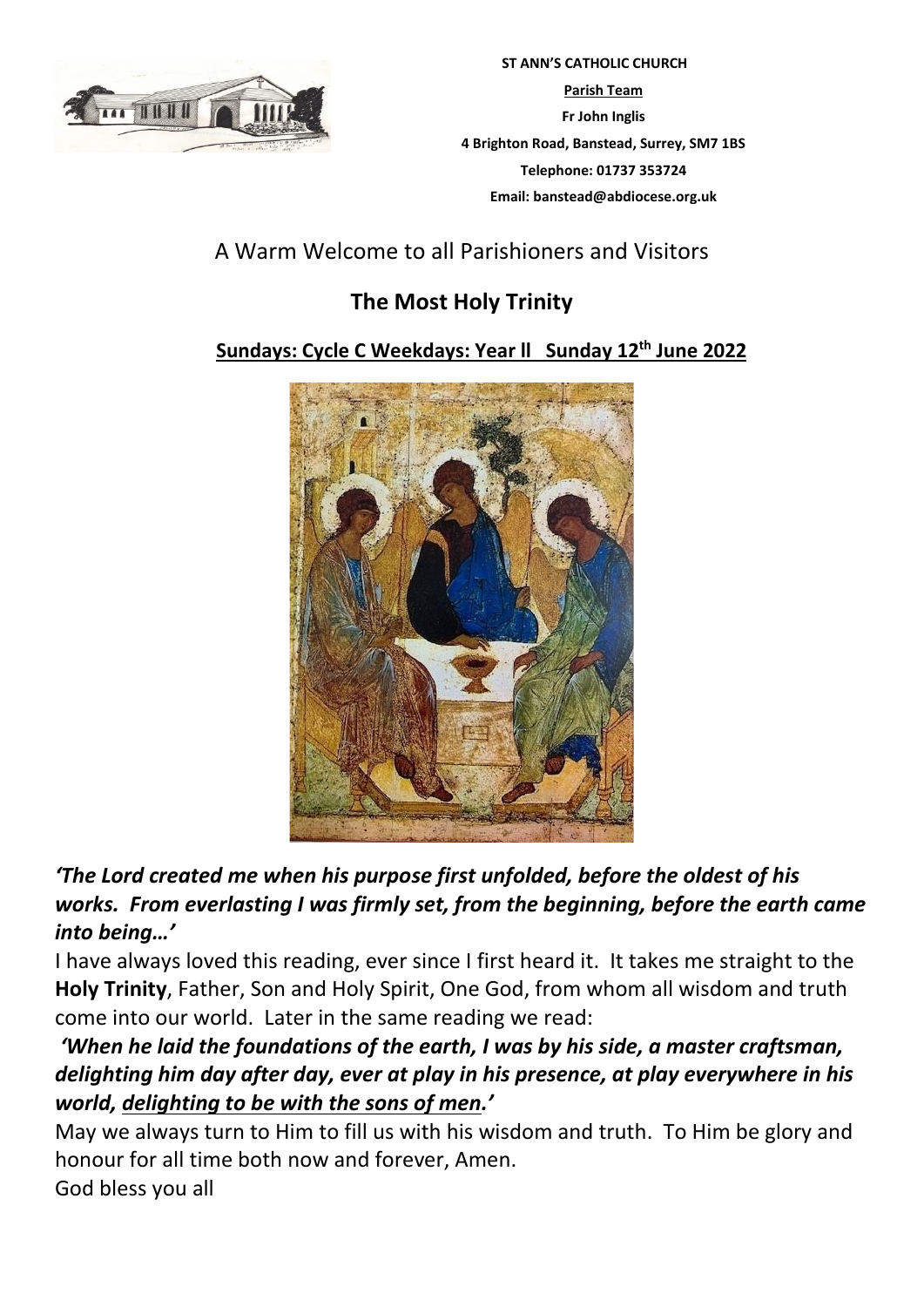**ST ANN'S CATHOLIC CHURCH**

**Parish Team**

**Fr John Inglis**

**4 Brighton Road, Banstead, Surrey, SM7 1BS**

**Telephone: 01737 353724**

**Email: banstead@abdiocese.org.uk**

A Warm Welcome to all Parishioners and Visitors

# The Most Holy Trinity

**Sundays: Cycle C Weekdays: Year ll Sunday 12th June 2022**

***'The Lord created me when his purpose first unfolded, before the oldest of his works. From everlasting I was firmly set, from the beginning, before the earth came into being…'***

I have always loved this reading, ever since I first heard it. It takes me straight to the **Holy Trinity**, Father, Son and Holy Spirit, One God, from whom all wisdom and truth come into our world. Later in the same reading we read:

***'When he laid the foundations of the earth, I was by his side, a master craftsman, delighting him day after day, ever at play in his presence, at play everywhere in his world, delighting to be with the sons of men.'***

May we always turn to Him to fill us with his wisdom and truth. To Him be glory and honour for all time both now and forever, Amen.

God bless you all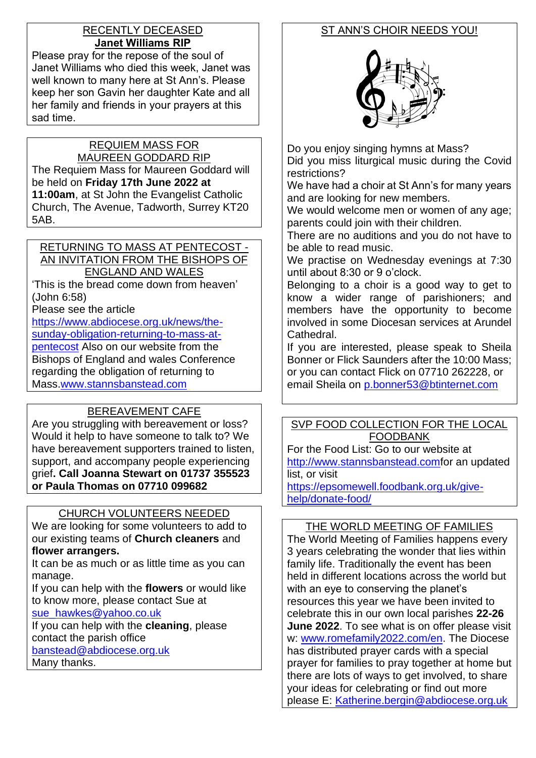## RECENTLY DECEASED

**Janet Williams RIP**

Please pray for the repose of the soul of Janet Williams who died this week, Janet was well known to many here at St Ann's. Please keep her son Gavin her daughter Kate and all her family and friends in your prayers at this sad time.

## REQUIEM MASS FOR MAUREEN GODDARD RIP

The Requiem Mass for Maureen Goddard will be held on **Friday 17th June 2022 at 11:00am**, at St John the Evangelist Catholic Church, The Avenue, Tadworth, Surrey KT20 5AB.

## RETURNING TO MASS AT PENTECOST - AN INVITATION FROM THE BISHOPS OF ENGLAND AND WALES

'This is the bread come down from heaven' (John 6:58)

Please see the article https://www.abdiocese.org.uk/news/the-sunday-obligation-returning-to-mass-at-pentecost Also on our website from the Bishops of England and wales Conference regarding the obligation of returning to Mass.www.stannsbanstead.com

## BEREAVEMENT CAFE

Are you struggling with bereavement or loss? Would it help to have someone to talk to? We have bereavement supporters trained to listen, support, and accompany people experiencing grief**. Call Joanna Stewart on 01737 355523 or Paula Thomas on 07710 099682**

## CHURCH VOLUNTEERS NEEDED

We are looking for some volunteers to add to our existing teams of **Church cleaners** and **flower arrangers.**

It can be as much or as little time as you can manage.

If you can help with the **flowers** or would like to know more, please contact Sue at sue_hawkes@yahoo.co.uk

If you can help with the **cleaning**, please contact the parish office banstead@abdiocese.org.uk

Many thanks.

## ST ANN'S CHOIR NEEDS YOU!

Do you enjoy singing hymns at Mass?

Did you miss liturgical music during the Covid restrictions?

We have had a choir at St Ann's for many years and are looking for new members.

We would welcome men or women of any age; parents could join with their children.

There are no auditions and you do not have to be able to read music.

We practise on Wednesday evenings at 7:30 until about 8:30 or 9 o'clock.

Belonging to a choir is a good way to get to know a wider range of parishioners; and members have the opportunity to become involved in some Diocesan services at Arundel Cathedral.

If you are interested, please speak to Sheila Bonner or Flick Saunders after the 10:00 Mass; or you can contact Flick on 07710 262228, or email Sheila on p.bonner53@btinternet.com

## SVP FOOD COLLECTION FOR THE LOCAL FOODBANK

For the Food List: Go to our website at http://www.stannsbanstead.comfor an updated list, or visit https://epsomewell.foodbank.org.uk/give-help/donate-food/

## THE WORLD MEETING OF FAMILIES

The World Meeting of Families happens every 3 years celebrating the wonder that lies within family life. Traditionally the event has been held in different locations across the world but with an eye to conserving the planet's resources this year we have been invited to celebrate this in our own local parishes **22-26 June 2022**. To see what is on offer please visit w: www.romefamily2022.com/en. The Diocese has distributed prayer cards with a special prayer for families to pray together at home but there are lots of ways to get involved, to share your ideas for celebrating or find out more please E: Katherine.bergin@abdiocese.org.uk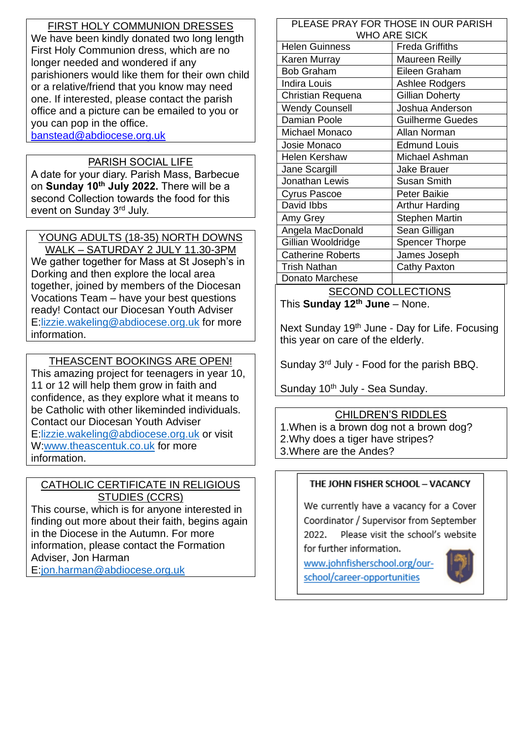## FIRST HOLY COMMUNION DRESSES

We have been kindly donated two long length First Holy Communion dress, which are no longer needed and wondered if any parishioners would like them for their own child or a relative/friend that you know may need one. If interested, please contact the parish office and a picture can be emailed to you or you can pop in the office.
banstead@abdiocese.org.uk

## PARISH SOCIAL LIFE

A date for your diary. Parish Mass, Barbecue on **Sunday 10th July 2022.** There will be a second Collection towards the food for this event on Sunday 3rd July.

## YOUNG ADULTS (18-35) NORTH DOWNS WALK – SATURDAY 2 JULY 11.30-3PM

We gather together for Mass at St Joseph's in Dorking and then explore the local area together, joined by members of the Diocesan Vocations Team – have your best questions ready! Contact our Diocesan Youth Adviser E:lizzie.wakeling@abdiocese.org.uk for more information.

## THEASCENT BOOKINGS ARE OPEN!

This amazing project for teenagers in year 10, 11 or 12 will help them grow in faith and confidence, as they explore what it means to be Catholic with other likeminded individuals. Contact our Diocesan Youth Adviser E:lizzie.wakeling@abdiocese.org.uk or visit W:www.theascentuk.co.uk for more information.

## CATHOLIC CERTIFICATE IN RELIGIOUS STUDIES (CCRS)

This course, which is for anyone interested in finding out more about their faith, begins again in the Diocese in the Autumn. For more information, please contact the Formation Adviser, Jon Harman
E:jon.harman@abdiocese.org.uk

## PLEASE PRAY FOR THOSE IN OUR PARISH WHO ARE SICK

| | |
|---|---|
| Helen Guinness | Freda Griffiths |
| Karen Murray | Maureen Reilly |
| Bob Graham | Eileen Graham |
| Indira Louis | Ashlee Rodgers |
| Christian Requena | Gillian Doherty |
| Wendy Counsell | Joshua Anderson |
| Damian Poole | Guilherme Guedes |
| Michael Monaco | Allan Norman |
| Josie Monaco | Edmund Louis |
| Helen Kershaw | Michael Ashman |
| Jane Scargill | Jake Brauer |
| Jonathan Lewis | Susan Smith |
| Cyrus Pascoe | Peter Baikie |
| David Ibbs | Arthur Harding |
| Amy Grey | Stephen Martin |
| Angela MacDonald | Sean Gilligan |
| Gillian Wooldridge | Spencer Thorpe |
| Catherine Roberts | James Joseph |
| Trish Nathan | Cathy Paxton |
| Donato Marchese | |

## SECOND COLLECTIONS

This **Sunday 12th June** – None.

Next Sunday 19th June - Day for Life. Focusing this year on care of the elderly.

Sunday 3rd July - Food for the parish BBQ.

Sunday 10th July - Sea Sunday.

## CHILDREN'S RIDDLES

1. When is a brown dog not a brown dog?
2. Why does a tiger have stripes?
3. Where are the Andes?

## THE JOHN FISHER SCHOOL – VACANCY

We currently have a vacancy for a Cover Coordinator / Supervisor from September 2022. Please visit the school's website for further information.
www.johnfisherschool.org/our-school/career-opportunities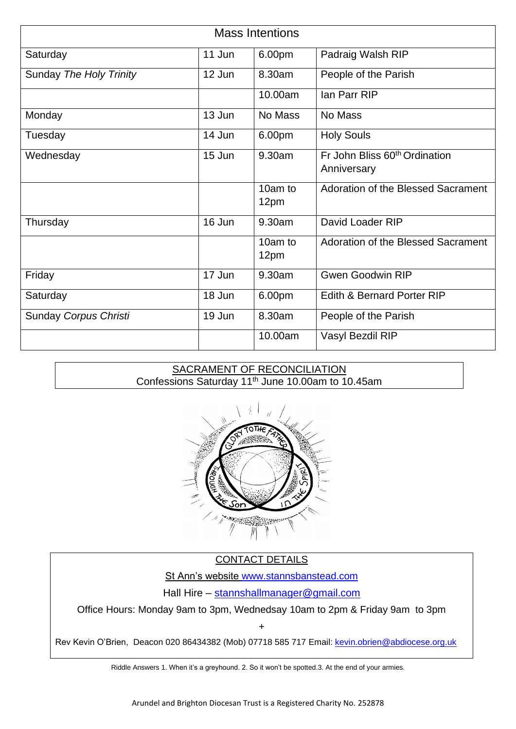| Mass Intentions | | | |
|---|---|---|---|
| Saturday | 11 Jun | 6.00pm | Padraig Walsh RIP |
| Sunday *The Holy Trinity* | 12 Jun | 8.30am | People of the Parish |
| | | 10.00am | Ian Parr RIP |
| Monday | 13 Jun | No Mass | No Mass |
| Tuesday | 14 Jun | 6.00pm | Holy Souls |
| Wednesday | 15 Jun | 9.30am | Fr John Bliss 60th Ordination Anniversary |
| | | 10am to 12pm | Adoration of the Blessed Sacrament |
| Thursday | 16 Jun | 9.30am | David Loader RIP |
| | | 10am to 12pm | Adoration of the Blessed Sacrament |
| Friday | 17 Jun | 9.30am | Gwen Goodwin RIP |
| Saturday | 18 Jun | 6.00pm | Edith & Bernard Porter RIP |
| Sunday *Corpus Christi* | 19 Jun | 8.30am | People of the Parish |
| | | 10.00am | Vasyl Bezdil RIP |

SACRAMENT OF RECONCILIATION

Confessions Saturday 11th June 10.00am to 10.45am

CONTACT DETAILS

St Ann's website www.stannsbanstead.com

Hall Hire – stannshallmanager@gmail.com

Office Hours: Monday 9am to 3pm, Wednedsay 10am to 2pm & Friday 9am to 3pm

+

Rev Kevin O'Brien, Deacon 020 86434382 (Mob) 07718 585 717 Email: kevin.obrien@abdiocese.org.uk

Riddle Answers 1. When it's a greyhound. 2. So it won't be spotted.3. At the end of your armies.

Arundel and Brighton Diocesan Trust is a Registered Charity No. 252878